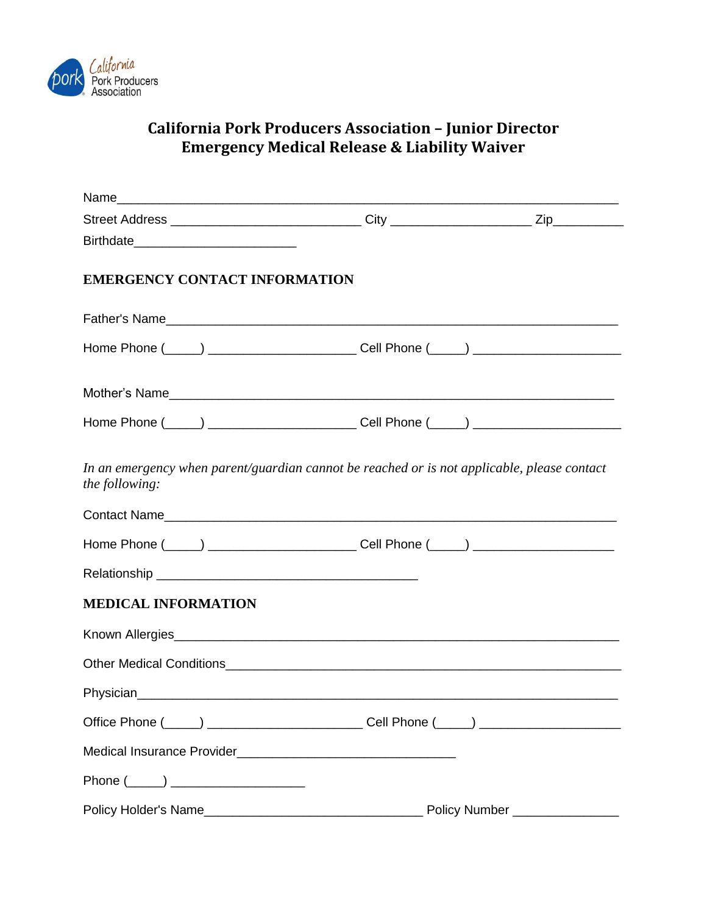California Pork Producers Association

# California Pork Producers Association – Junior Director
# Emergency Medical Release & Liability Waiver

Name_______________________________________________________________

Street Address __________________________ City ___________________ Zip_________

Birthdate______________________

## EMERGENCY CONTACT INFORMATION

Father's Name________________________________________________________

Home Phone (_____) ____________________ Cell Phone (_____) ____________________

Mother's Name_______________________________________________________

Home Phone (_____) ____________________ Cell Phone (_____) ____________________

*In an emergency when parent/guardian cannot be reached or is not applicable, please contact the following:*

Contact Name________________________________________________________

Home Phone (_____) ____________________ Cell Phone (_____) ___________________

Relationship ___________________________________

## MEDICAL INFORMATION

Known Allergies______________________________________________________

Other Medical Conditions_______________________________________________

Physician___________________________________________________________

Office Phone (_____) ____________________ Cell Phone (_____) ___________________

Medical Insurance Provider______________________________

Phone (_____) __________________

Policy Holder's Name______________________________ Policy Number ______________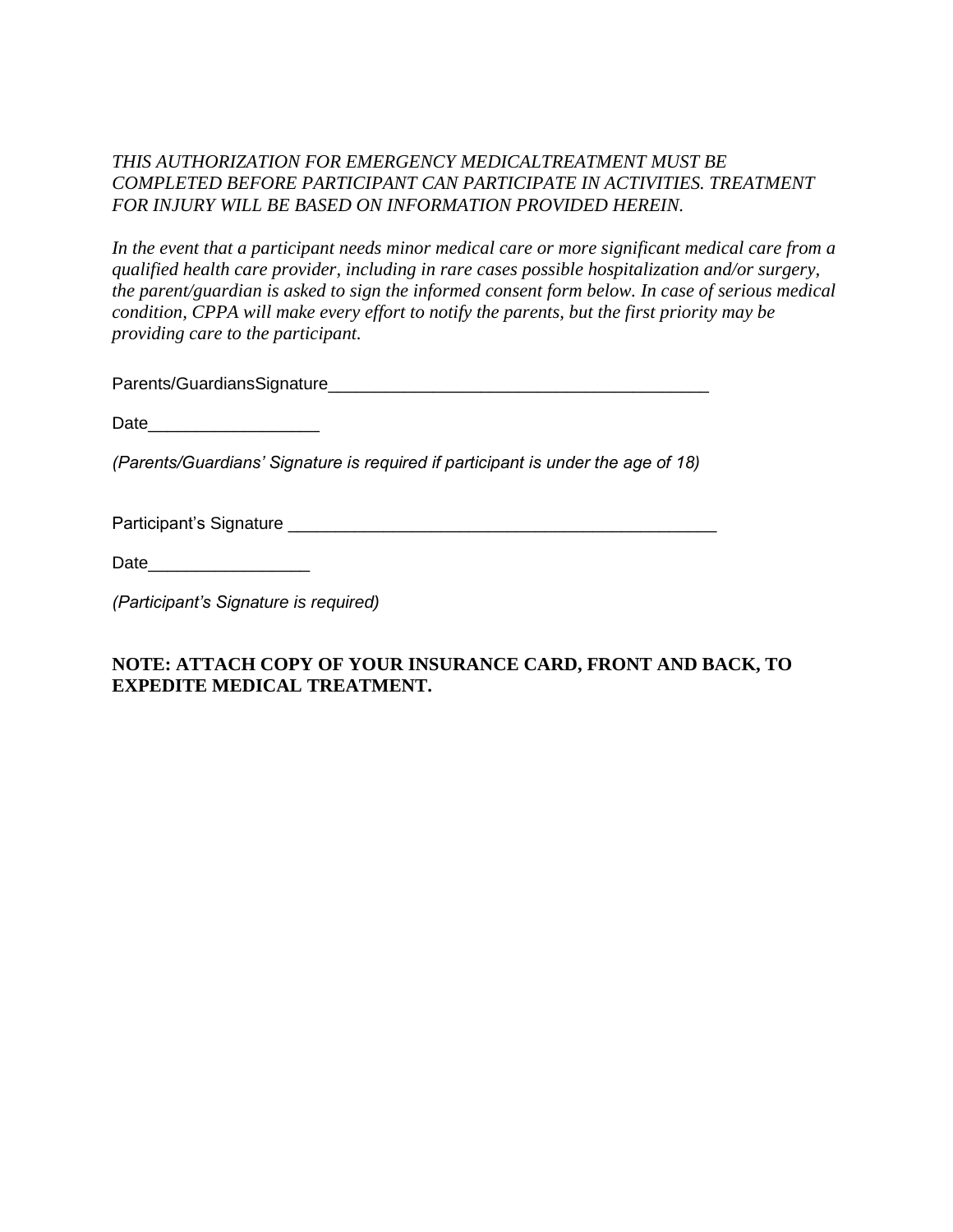*THIS AUTHORIZATION FOR EMERGENCY MEDICALTREATMENT MUST BE COMPLETED BEFORE PARTICIPANT CAN PARTICIPATE IN ACTIVITIES. TREATMENT FOR INJURY WILL BE BASED ON INFORMATION PROVIDED HEREIN.*

*In the event that a participant needs minor medical care or more significant medical care from a qualified health care provider, including in rare cases possible hospitalization and/or surgery, the parent/guardian is asked to sign the informed consent form below. In case of serious medical condition, CPPA will make every effort to notify the parents, but the first priority may be providing care to the participant.*

Parents/GuardiansSignature_________________________________________

Date__________________

*(Parents/Guardians' Signature is required if participant is under the age of 18)*

Participant's Signature _______________________________________________

Date_________________

*(Participant's Signature is required)*

**NOTE: ATTACH COPY OF YOUR INSURANCE CARD, FRONT AND BACK, TO EXPEDITE MEDICAL TREATMENT.**